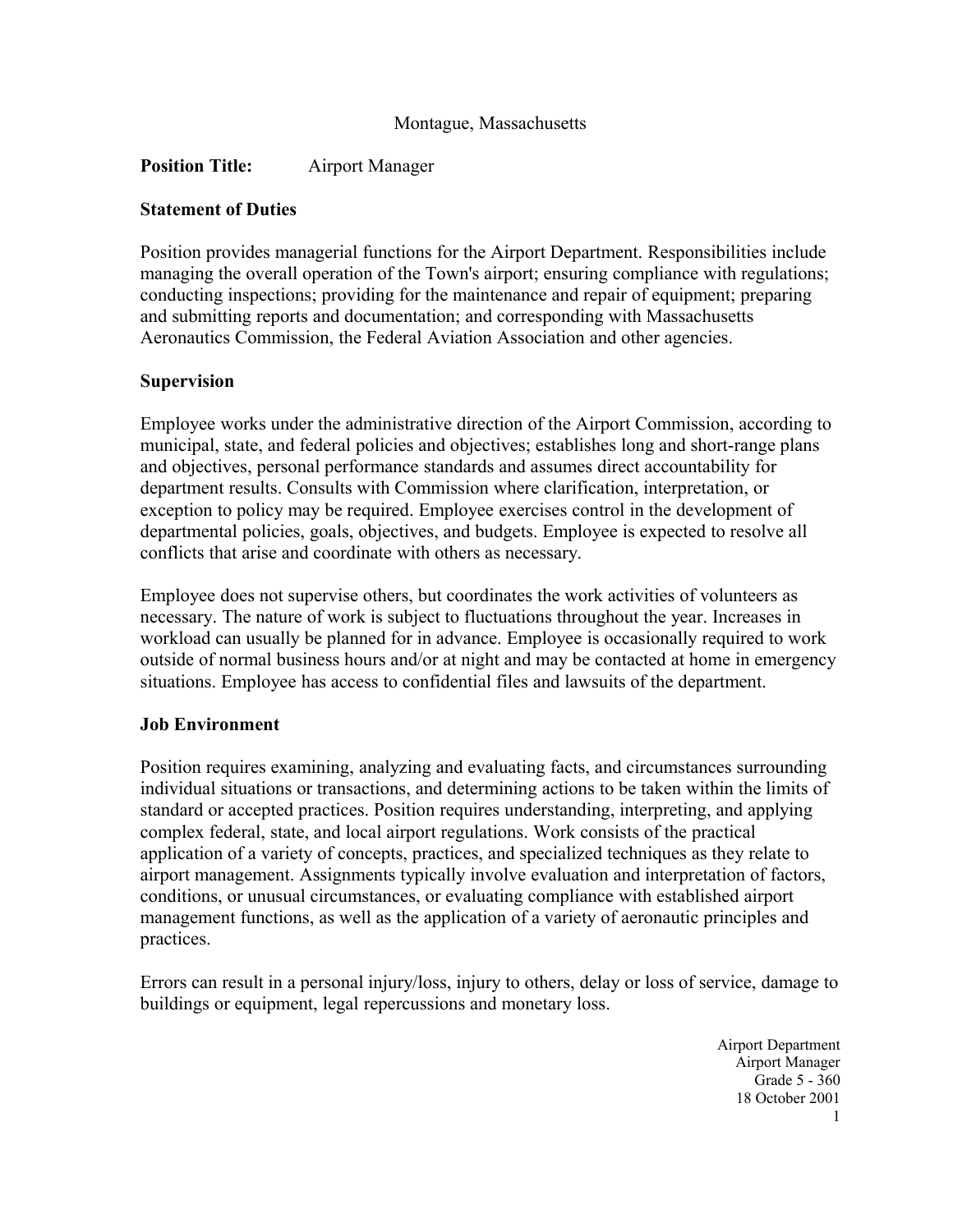Montague, Massachusetts

**Position Title:** Airport Manager

## Statement of Duties

Position provides managerial functions for the Airport Department. Responsibilities include managing the overall operation of the Town's airport; ensuring compliance with regulations; conducting inspections; providing for the maintenance and repair of equipment; preparing and submitting reports and documentation; and corresponding with Massachusetts Aeronautics Commission, the Federal Aviation Association and other agencies.

## Supervision

Employee works under the administrative direction of the Airport Commission, according to municipal, state, and federal policies and objectives; establishes long and short-range plans and objectives, personal performance standards and assumes direct accountability for department results. Consults with Commission where clarification, interpretation, or exception to policy may be required. Employee exercises control in the development of departmental policies, goals, objectives, and budgets. Employee is expected to resolve all conflicts that arise and coordinate with others as necessary.

Employee does not supervise others, but coordinates the work activities of volunteers as necessary. The nature of work is subject to fluctuations throughout the year. Increases in workload can usually be planned for in advance. Employee is occasionally required to work outside of normal business hours and/or at night and may be contacted at home in emergency situations. Employee has access to confidential files and lawsuits of the department.

## Job Environment

Position requires examining, analyzing and evaluating facts, and circumstances surrounding individual situations or transactions, and determining actions to be taken within the limits of standard or accepted practices. Position requires understanding, interpreting, and applying complex federal, state, and local airport regulations. Work consists of the practical application of a variety of concepts, practices, and specialized techniques as they relate to airport management. Assignments typically involve evaluation and interpretation of factors, conditions, or unusual circumstances, or evaluating compliance with established airport management functions, as well as the application of a variety of aeronautic principles and practices.

Errors can result in a personal injury/loss, injury to others, delay or loss of service, damage to buildings or equipment, legal repercussions and monetary loss.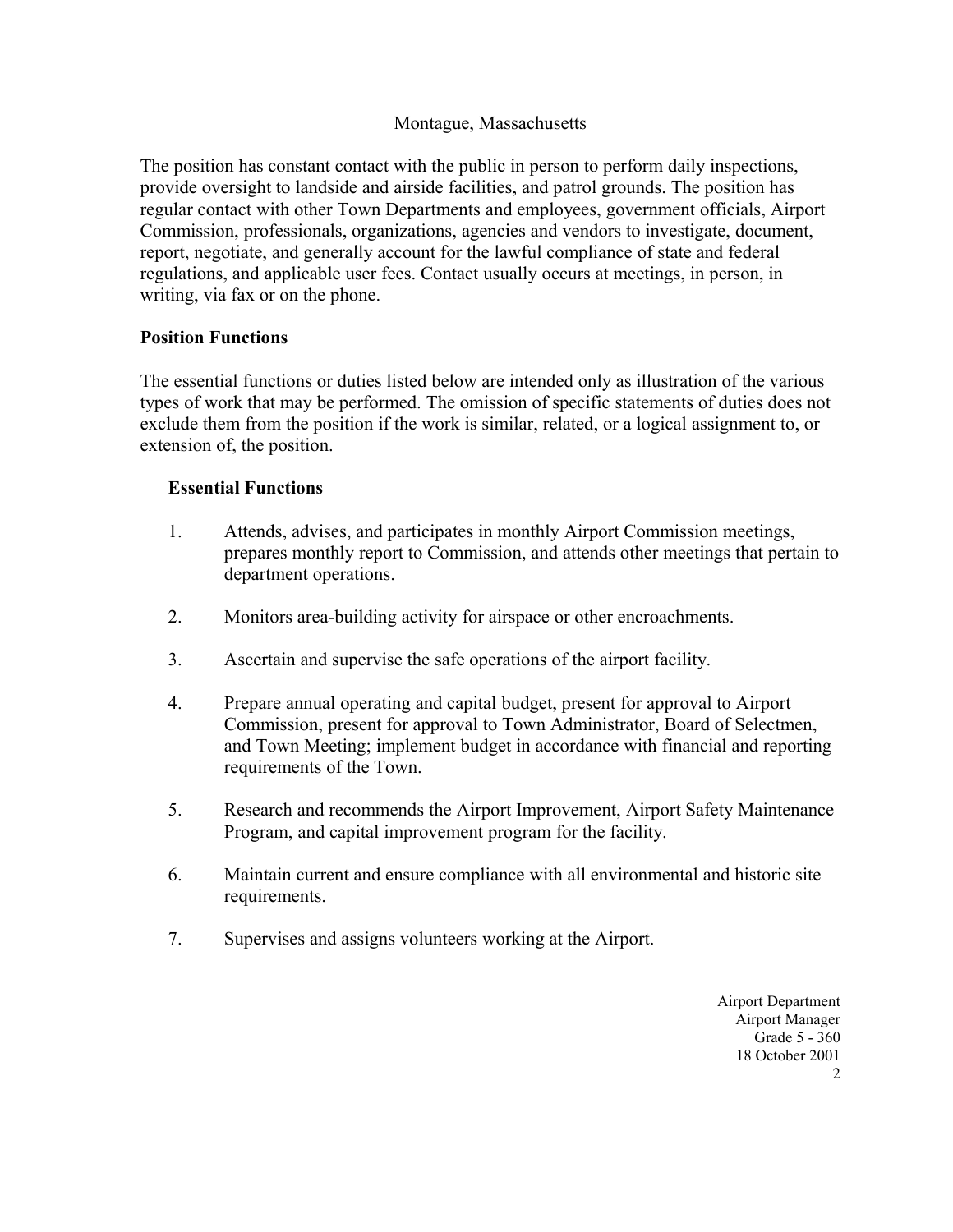The position has constant contact with the public in person to perform daily inspections, provide oversight to landside and airside facilities, and patrol grounds. The position has regular contact with other Town Departments and employees, government officials, Airport Commission, professionals, organizations, agencies and vendors to investigate, document, report, negotiate, and generally account for the lawful compliance of state and federal regulations, and applicable user fees. Contact usually occurs at meetings, in person, in writing, via fax or on the phone.

**Position Functions**

The essential functions or duties listed below are intended only as illustration of the various types of work that may be performed. The omission of specific statements of duties does not exclude them from the position if the work is similar, related, or a logical assignment to, or extension of, the position.

**Essential Functions**

1. Attends, advises, and participates in monthly Airport Commission meetings, prepares monthly report to Commission, and attends other meetings that pertain to department operations.

2. Monitors area-building activity for airspace or other encroachments.

3. Ascertain and supervise the safe operations of the airport facility.

4. Prepare annual operating and capital budget, present for approval to Airport Commission, present for approval to Town Administrator, Board of Selectmen, and Town Meeting; implement budget in accordance with financial and reporting requirements of the Town.

5. Research and recommends the Airport Improvement, Airport Safety Maintenance Program, and capital improvement program for the facility.

6. Maintain current and ensure compliance with all environmental and historic site requirements.

7. Supervises and assigns volunteers working at the Airport.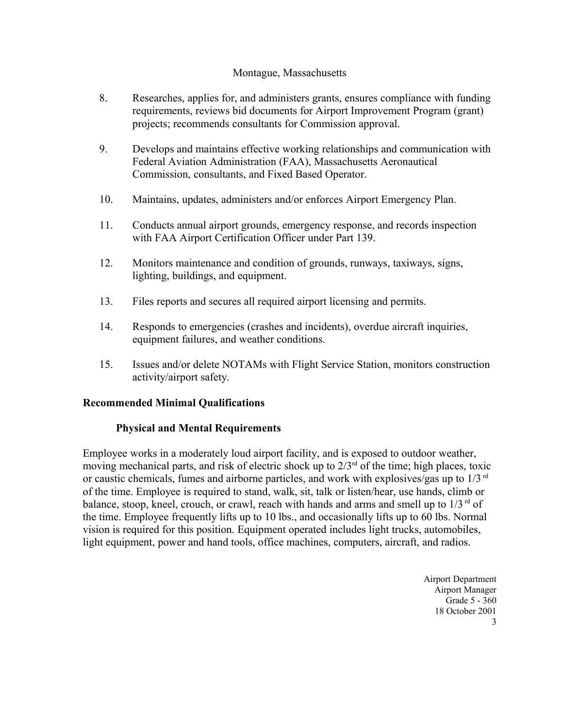8. Researches, applies for, and administers grants, ensures compliance with funding requirements, reviews bid documents for Airport Improvement Program (grant) projects; recommends consultants for Commission approval.

9. Develops and maintains effective working relationships and communication with Federal Aviation Administration (FAA), Massachusetts Aeronautical Commission, consultants, and Fixed Based Operator.

10. Maintains, updates, administers and/or enforces Airport Emergency Plan.

11. Conducts annual airport grounds, emergency response, and records inspection with FAA Airport Certification Officer under Part 139.

12. Monitors maintenance and condition of grounds, runways, taxiways, signs, lighting, buildings, and equipment.

13. Files reports and secures all required airport licensing and permits.

14. Responds to emergencies (crashes and incidents), overdue aircraft inquiries, equipment failures, and weather conditions.

15. Issues and/or delete NOTAMs with Flight Service Station, monitors construction activity/airport safety.

## Recommended Minimal Qualifications

### Physical and Mental Requirements

Employee works in a moderately loud airport facility, and is exposed to outdoor weather, moving mechanical parts, and risk of electric shock up to 2/3rd of the time; high places, toxic or caustic chemicals, fumes and airborne particles, and work with explosives/gas up to 1/3 rd of the time. Employee is required to stand, walk, sit, talk or listen/hear, use hands, climb or balance, stoop, kneel, crouch, or crawl, reach with hands and arms and smell up to 1/3 rd of the time. Employee frequently lifts up to 10 lbs., and occasionally lifts up to 60 lbs. Normal vision is required for this position. Equipment operated includes light trucks, automobiles, light equipment, power and hand tools, office machines, computers, aircraft, and radios.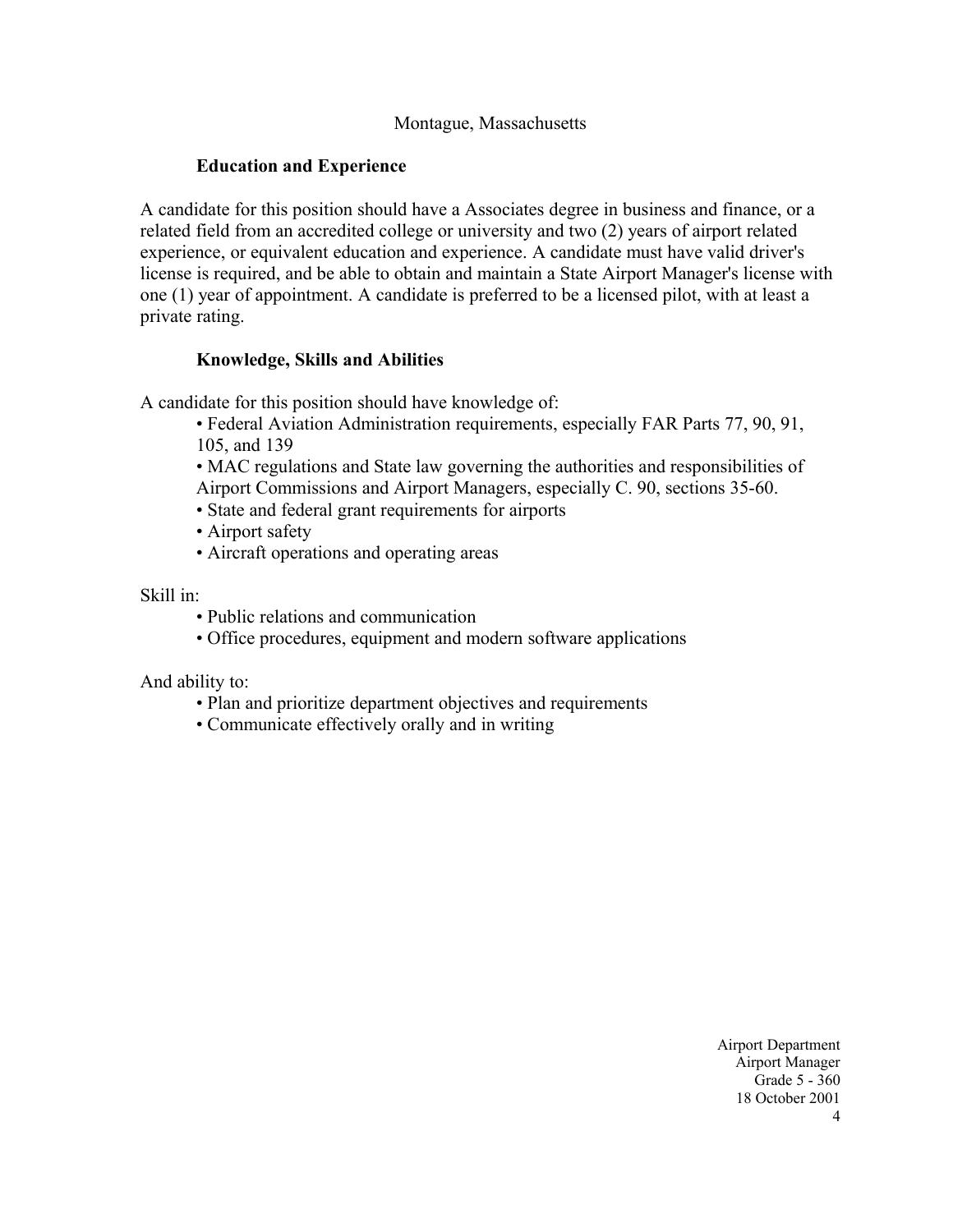## Education and Experience

A candidate for this position should have a Associates degree in business and finance, or a related field from an accredited college or university and two (2) years of airport related experience, or equivalent education and experience. A candidate must have valid driver's license is required, and be able to obtain and maintain a State Airport Manager's license with one (1) year of appointment. A candidate is preferred to be a licensed pilot, with at least a private rating.

## Knowledge, Skills and Abilities

A candidate for this position should have knowledge of:

- Federal Aviation Administration requirements, especially FAR Parts 77, 90, 91, 105, and 139
- MAC regulations and State law governing the authorities and responsibilities of Airport Commissions and Airport Managers, especially C. 90, sections 35-60.
- State and federal grant requirements for airports
- Airport safety
- Aircraft operations and operating areas

Skill in:

- Public relations and communication
- Office procedures, equipment and modern software applications

And ability to:

- Plan and prioritize department objectives and requirements
- Communicate effectively orally and in writing